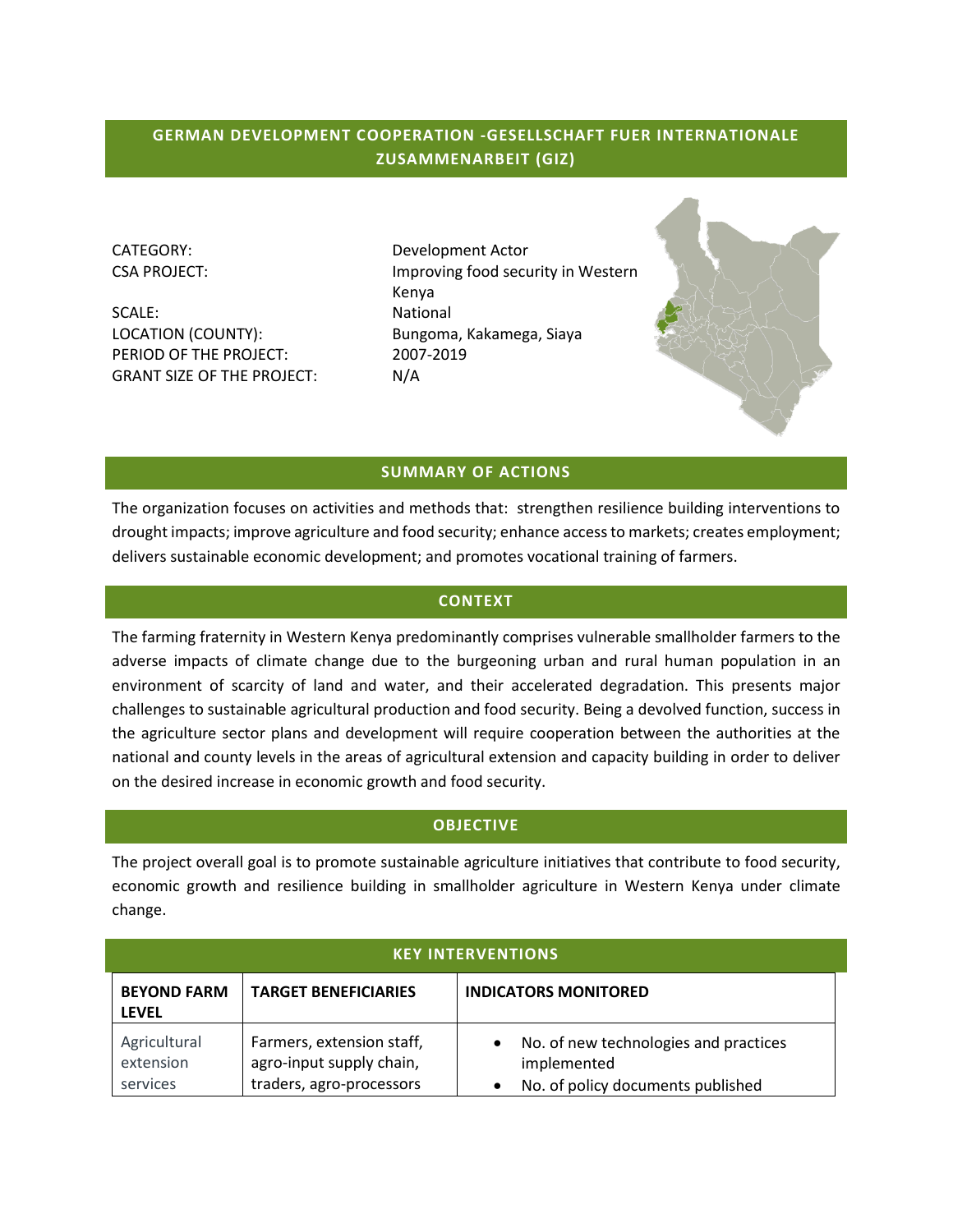# GERMAN DEVELOPMENT COOPERATION -GESELLSCHAFT FUER INTERNATIONALE ZUSAMMENARBEIT (GIZ)

CATEGORY: Development Actor
CSA PROJECT: Improving food security in Western Kenya
SCALE: National
LOCATION (COUNTY): Bungoma, Kakamega, Siaya
PERIOD OF THE PROJECT: 2007-2019
GRANT SIZE OF THE PROJECT: N/A

## SUMMARY OF ACTIONS

The organization focuses on activities and methods that: strengthen resilience building interventions to drought impacts; improve agriculture and food security; enhance access to markets; creates employment; delivers sustainable economic development; and promotes vocational training of farmers.

## CONTEXT

The farming fraternity in Western Kenya predominantly comprises vulnerable smallholder farmers to the adverse impacts of climate change due to the burgeoning urban and rural human population in an environment of scarcity of land and water, and their accelerated degradation. This presents major challenges to sustainable agricultural production and food security. Being a devolved function, success in the agriculture sector plans and development will require cooperation between the authorities at the national and county levels in the areas of agricultural extension and capacity building in order to deliver on the desired increase in economic growth and food security.

## OBJECTIVE

The project overall goal is to promote sustainable agriculture initiatives that contribute to food security, economic growth and resilience building in smallholder agriculture in Western Kenya under climate change.

## KEY INTERVENTIONS

| BEYOND FARM LEVEL | TARGET BENEFICIARIES | INDICATORS MONITORED |
|---|---|---|
| Agricultural extension services | Farmers, extension staff, agro-input supply chain, traders, agro-processors | • No. of new technologies and practices implemented<br>• No. of policy documents published |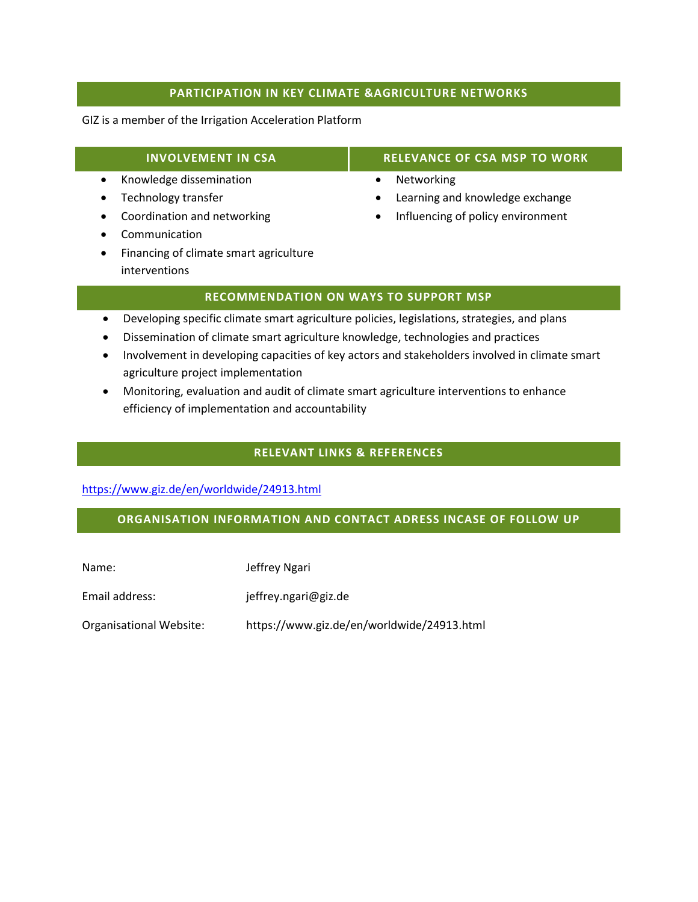## PARTICIPATION IN KEY CLIMATE &AGRICULTURE NETWORKS

GIZ is a member of the Irrigation Acceleration Platform

## INVOLVEMENT IN CSA

- Knowledge dissemination
- Technology transfer
- Coordination and networking
- Communication
- Financing of climate smart agriculture interventions

## RELEVANCE OF CSA MSP TO WORK

- Networking
- Learning and knowledge exchange
- Influencing of policy environment

## RECOMMENDATION ON WAYS TO SUPPORT MSP

- Developing specific climate smart agriculture policies, legislations, strategies, and plans
- Dissemination of climate smart agriculture knowledge, technologies and practices
- Involvement in developing capacities of key actors and stakeholders involved in climate smart agriculture project implementation
- Monitoring, evaluation and audit of climate smart agriculture interventions to enhance efficiency of implementation and accountability

## RELEVANT LINKS & REFERENCES

https://www.giz.de/en/worldwide/24913.html

## ORGANISATION INFORMATION AND CONTACT ADRESS INCASE OF FOLLOW UP

| | |
|---|---|
| Name: | Jeffrey Ngari |
| Email address: | jeffrey.ngari@giz.de |
| Organisational Website: | https://www.giz.de/en/worldwide/24913.html |